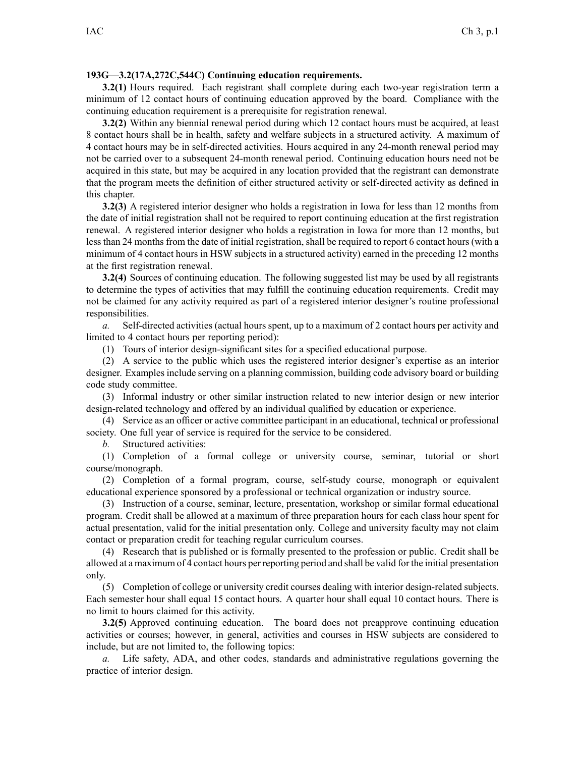**193G—3.2(17A,272C,544C) Continuing education requirements.**

**3.2(1)** Hours required. Each registrant shall complete during each two-year registration term a minimum of 12 contact hours of continuing education approved by the board. Compliance with the continuing education requirement is a prerequisite for registration renewal.

**3.2(2)** Within any biennial renewal period during which 12 contact hours must be acquired, at least 8 contact hours shall be in health, safety and welfare subjects in a structured activity. A maximum of 4 contact hours may be in self-directed activities. Hours acquired in any 24-month renewal period may not be carried over to a subsequent 24-month renewal period. Continuing education hours need not be acquired in this state, but may be acquired in any location provided that the registrant can demonstrate that the program meets the definition of either structured activity or self-directed activity as defined in this chapter.

**3.2(3)** A registered interior designer who holds a registration in Iowa for less than 12 months from the date of initial registration shall not be required to report continuing education at the first registration renewal. A registered interior designer who holds a registration in Iowa for more than 12 months, but less than 24 months from the date of initial registration, shall be required to report 6 contact hours (with a minimum of 4 contact hours in HSW subjects in a structured activity) earned in the preceding 12 months at the first registration renewal.

**3.2(4)** Sources of continuing education. The following suggested list may be used by all registrants to determine the types of activities that may fulfill the continuing education requirements. Credit may not be claimed for any activity required as part of a registered interior designer's routine professional responsibilities.

*a.* Self-directed activities (actual hours spent, up to a maximum of 2 contact hours per activity and limited to 4 contact hours per reporting period):

(1) Tours of interior design-significant sites for a specified educational purpose.

(2) A service to the public which uses the registered interior designer's expertise as an interior designer. Examples include serving on a planning commission, building code advisory board or building code study committee.

(3) Informal industry or other similar instruction related to new interior design or new interior design-related technology and offered by an individual qualified by education or experience.

(4) Service as an officer or active committee participant in an educational, technical or professional society. One full year of service is required for the service to be considered.

*b.* Structured activities:

(1) Completion of a formal college or university course, seminar, tutorial or short course/monograph.

(2) Completion of a formal program, course, self-study course, monograph or equivalent educational experience sponsored by a professional or technical organization or industry source.

(3) Instruction of a course, seminar, lecture, presentation, workshop or similar formal educational program. Credit shall be allowed at a maximum of three preparation hours for each class hour spent for actual presentation, valid for the initial presentation only. College and university faculty may not claim contact or preparation credit for teaching regular curriculum courses.

(4) Research that is published or is formally presented to the profession or public. Credit shall be allowed at a maximum of 4 contact hours per reporting period and shall be valid for the initial presentation only.

(5) Completion of college or university credit courses dealing with interior design-related subjects. Each semester hour shall equal 15 contact hours. A quarter hour shall equal 10 contact hours. There is no limit to hours claimed for this activity.

**3.2(5)** Approved continuing education. The board does not preapprove continuing education activities or courses; however, in general, activities and courses in HSW subjects are considered to include, but are not limited to, the following topics:

*a.* Life safety, ADA, and other codes, standards and administrative regulations governing the practice of interior design.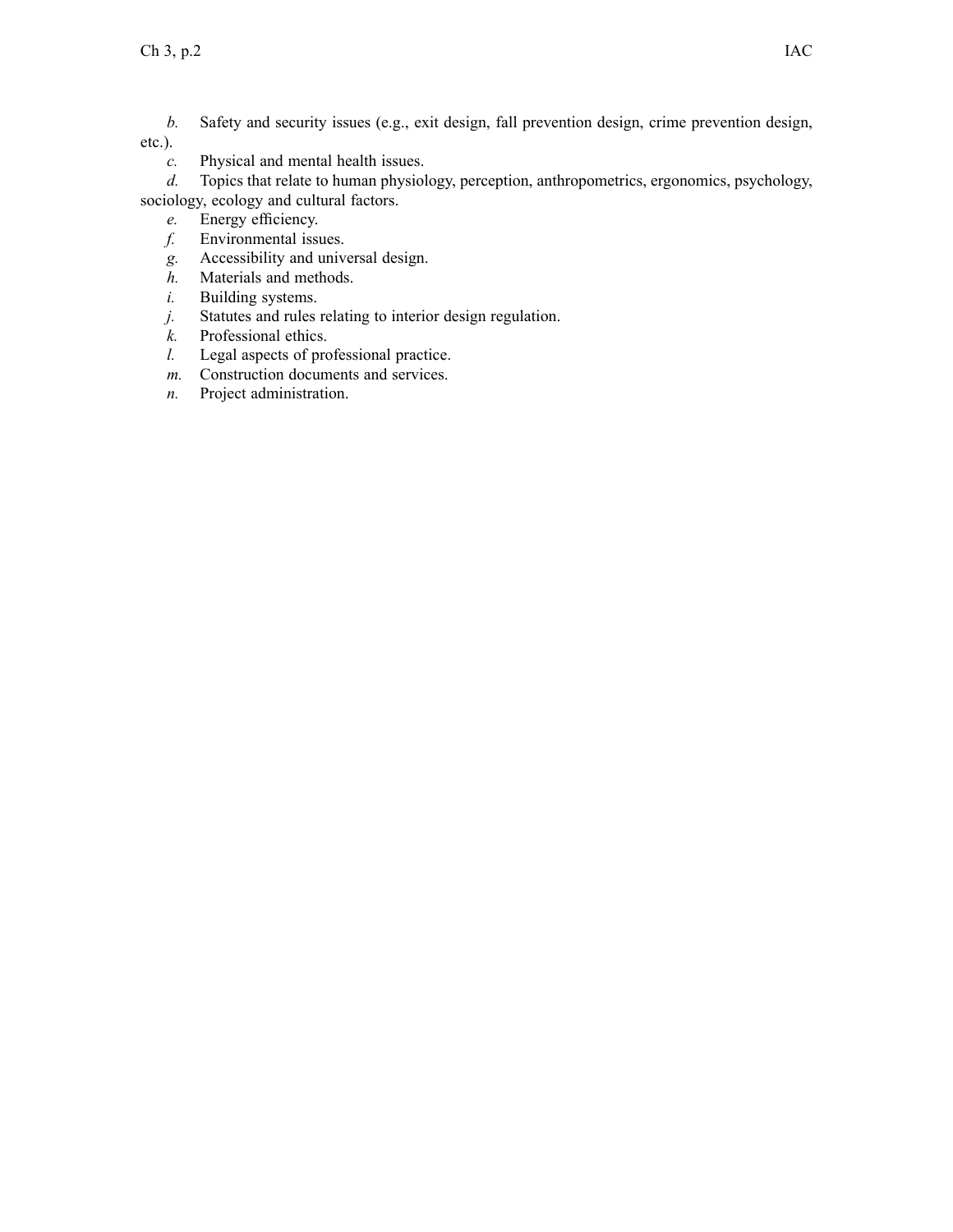*b.* Safety and security issues (e.g., exit design, fall prevention design, crime prevention design, etc.).

*c.* Physical and mental health issues.

*d.* Topics that relate to human physiology, perception, anthropometrics, ergonomics, psychology, sociology, ecology and cultural factors.

*e.* Energy efficiency.

*f.* Environmental issues.

*g.* Accessibility and universal design.

*h.* Materials and methods.

*i.* Building systems.

*j.* Statutes and rules relating to interior design regulation.

*k.* Professional ethics.

*l.* Legal aspects of professional practice.

*m.* Construction documents and services.

*n.* Project administration.